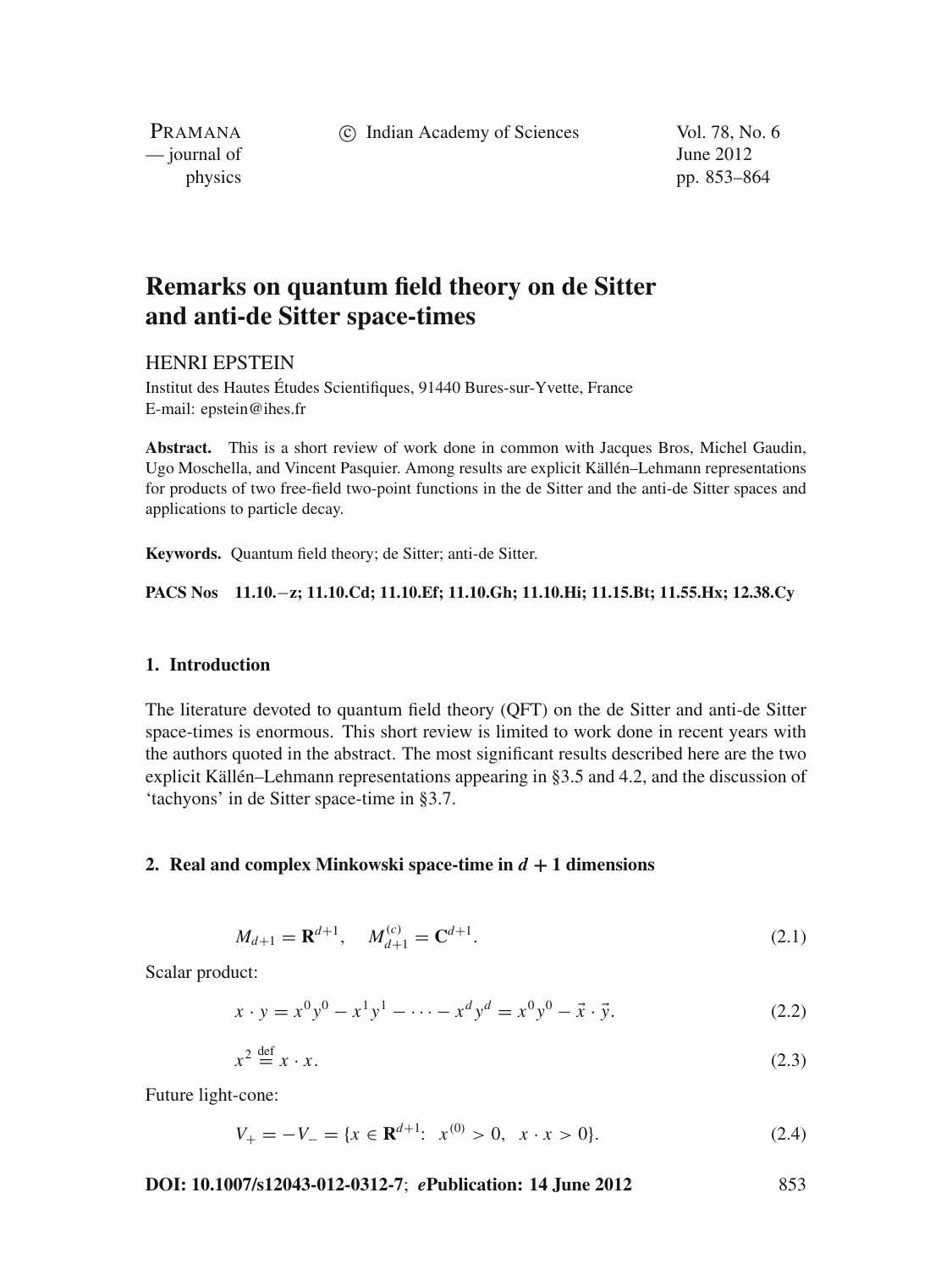# Remarks on quantum field theory on de Sitter and anti-de Sitter space-times

HENRI EPSTEIN

Institut des Hautes Études Scientifiques, 91440 Bures-sur-Yvette, France
E-mail: epstein@ihes.fr

**Abstract.** This is a short review of work done in common with Jacques Bros, Michel Gaudin, Ugo Moschella, and Vincent Pasquier. Among results are explicit Källén–Lehmann representations for products of two free-field two-point functions in the de Sitter and the anti-de Sitter spaces and applications to particle decay.

**Keywords.** Quantum field theory; de Sitter; anti-de Sitter.

**PACS Nos** **11.10.−z; 11.10.Cd; 11.10.Ef; 11.10.Gh; 11.10.Hi; 11.15.Bt; 11.55.Hx; 12.38.Cy**

## 1. Introduction

The literature devoted to quantum field theory (QFT) on the de Sitter and anti-de Sitter space-times is enormous. This short review is limited to work done in recent years with the authors quoted in the abstract. The most significant results described here are the two explicit Källén–Lehmann representations appearing in §3.5 and 4.2, and the discussion of 'tachyons' in de Sitter space-time in §3.7.

## 2. Real and complex Minkowski space-time in $d + 1$ dimensions

$$M_{d+1} = \mathbf{R}^{d+1}, \quad M_{d+1}^{(c)} = \mathbf{C}^{d+1}. \tag{2.1}$$

Scalar product:

$$x \cdot y = x^0 y^0 - x^1 y^1 - \cdots - x^d y^d = x^0 y^0 - \vec{x} \cdot \vec{y}. \tag{2.2}$$

$$x^2 \stackrel{\text{def}}{=} x \cdot x. \tag{2.3}$$

Future light-cone:

$$V_+ = -V_- = \{x \in \mathbf{R}^{d+1}: \ x^{(0)} > 0, \ \ x \cdot x > 0\}. \tag{2.4}$$

**DOI: 10.1007/s12043-012-0312-7**; ***e*Publication: 14 June 2012**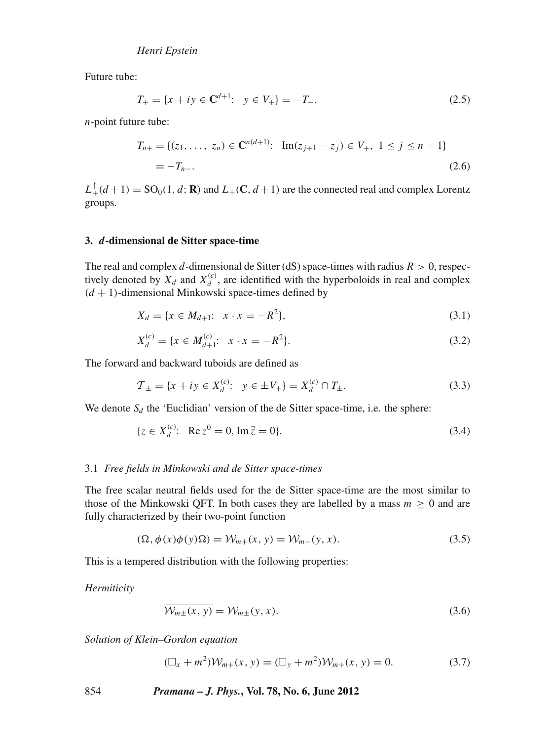Future tube:

$$T_+ = \{x + iy \in \mathbf{C}^{d+1}: \quad y \in V_+\} = -T_-. \tag{2.5}$$

$n$-point future tube:

$$T_{n+} = \{(z_1, \ldots, z_n) \in \mathbf{C}^{n(d+1)}: \quad \mathrm{Im}(z_{j+1} - z_j) \in V_+, \ 1 \le j \le n-1\}$$
$$= -T_{n-}. \tag{2.6}$$

$L_+^\uparrow(d+1) = \mathrm{SO}_0(1, d; \mathbf{R})$ and $L_+(\mathbf{C}, d+1)$ are the connected real and complex Lorentz groups.

## 3. *d*-dimensional de Sitter space-time

The real and complex $d$-dimensional de Sitter (dS) space-times with radius $R > 0$, respectively denoted by $X_d$ and $X_d^{(c)}$, are identified with the hyperboloids in real and complex $(d+1)$-dimensional Minkowski space-times defined by

$$X_d = \{x \in M_{d+1}: \quad x \cdot x = -R^2\}, \tag{3.1}$$

$$X_d^{(c)} = \{x \in M_{d+1}^{(c)}: \quad x \cdot x = -R^2\}. \tag{3.2}$$

The forward and backward tuboids are defined as

$$\mathcal{T}_\pm = \{x + iy \in X_d^{(c)}: \quad y \in \pm V_+\} = X_d^{(c)} \cap T_\pm. \tag{3.3}$$

We denote $S_d$ the 'Euclidian' version of the de Sitter space-time, i.e. the sphere:

$$\{z \in X_d^{(c)}: \quad \mathrm{Re}\, z^0 = 0, \mathrm{Im}\, \vec{z} = 0\}. \tag{3.4}$$

### 3.1 *Free fields in Minkowski and de Sitter space-times*

The free scalar neutral fields used for the de Sitter space-time are the most similar to those of the Minkowski QFT. In both cases they are labelled by a mass $m \ge 0$ and are fully characterized by their two-point function

$$(\Omega, \phi(x)\phi(y)\Omega) = \mathcal{W}_{m+}(x, y) = \mathcal{W}_{m-}(y, x). \tag{3.5}$$

This is a tempered distribution with the following properties:

*Hermiticity*

$$\overline{\mathcal{W}_{m\pm}(x, y)} = \mathcal{W}_{m\pm}(y, x). \tag{3.6}$$

*Solution of Klein–Gordon equation*

$$(\Box_x + m^2)\mathcal{W}_{m+}(x, y) = (\Box_y + m^2)\mathcal{W}_{m+}(x, y) = 0. \tag{3.7}$$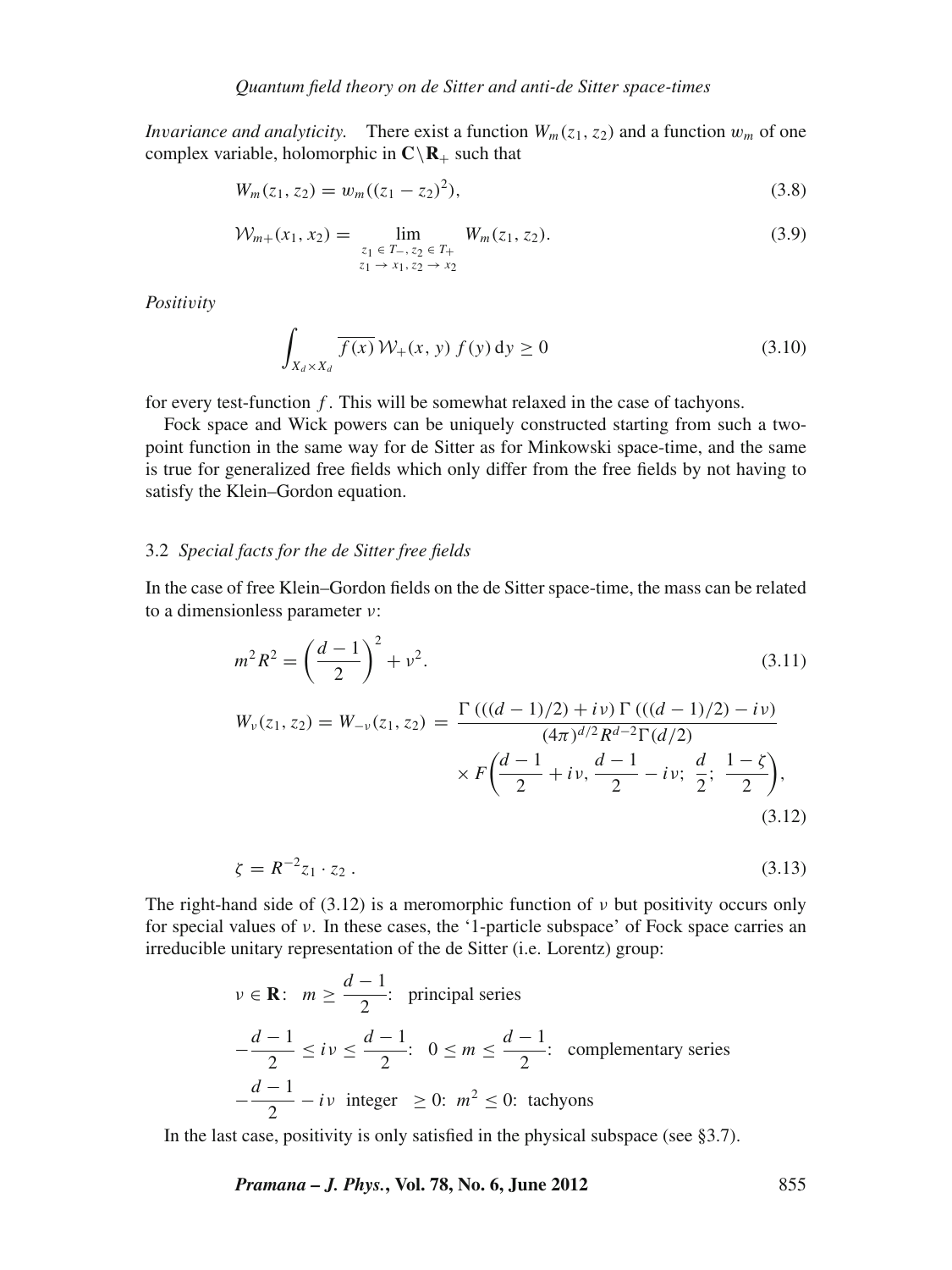*Invariance and analyticity.* There exist a function $W_m(z_1, z_2)$ and a function $w_m$ of one complex variable, holomorphic in $\mathbf{C}\backslash\mathbf{R}_+$ such that

$$W_m(z_1, z_2) = w_m((z_1 - z_2)^2), \tag{3.8}$$

$$\mathcal{W}_{m+}(x_1, x_2) = \lim_{\substack{z_1 \in T_-,\, z_2 \in T_+ \\ z_1 \to x_1,\, z_2 \to x_2}} W_m(z_1, z_2). \tag{3.9}$$

*Positivity*

$$\int_{X_d \times X_d} \overline{f(x)}\, \mathcal{W}_+(x, y)\, f(y)\, \mathrm{d}y \geq 0 \tag{3.10}$$

for every test-function $f$. This will be somewhat relaxed in the case of tachyons.

Fock space and Wick powers can be uniquely constructed starting from such a two-point function in the same way for de Sitter as for Minkowski space-time, and the same is true for generalized free fields which only differ from the free fields by not having to satisfy the Klein–Gordon equation.

### 3.2 *Special facts for the de Sitter free fields*

In the case of free Klein–Gordon fields on the de Sitter space-time, the mass can be related to a dimensionless parameter $\nu$:

$$m^2 R^2 = \left(\frac{d-1}{2}\right)^2 + \nu^2. \tag{3.11}$$

$$W_\nu(z_1, z_2) = W_{-\nu}(z_1, z_2) = \frac{\Gamma\left(((d-1)/2) + i\nu\right)\Gamma\left(((d-1)/2) - i\nu\right)}{(4\pi)^{d/2} R^{d-2}\Gamma(d/2)} \times F\left(\frac{d-1}{2} + i\nu, \frac{d-1}{2} - i\nu;\ \frac{d}{2};\ \frac{1-\zeta}{2}\right), \tag{3.12}$$

$$\zeta = R^{-2} z_1 \cdot z_2\,. \tag{3.13}$$

The right-hand side of (3.12) is a meromorphic function of $\nu$ but positivity occurs only for special values of $\nu$. In these cases, the '1-particle subspace' of Fock space carries an irreducible unitary representation of the de Sitter (i.e. Lorentz) group:

$\nu \in \mathbf{R}$: $m \geq \dfrac{d-1}{2}$: principal series

$-\dfrac{d-1}{2} \leq i\nu \leq \dfrac{d-1}{2}$: $0 \leq m \leq \dfrac{d-1}{2}$: complementary series

$-\dfrac{d-1}{2} - i\nu$ integer $\geq 0$: $m^2 \leq 0$: tachyons

In the last case, positivity is only satisfied in the physical subspace (see §3.7).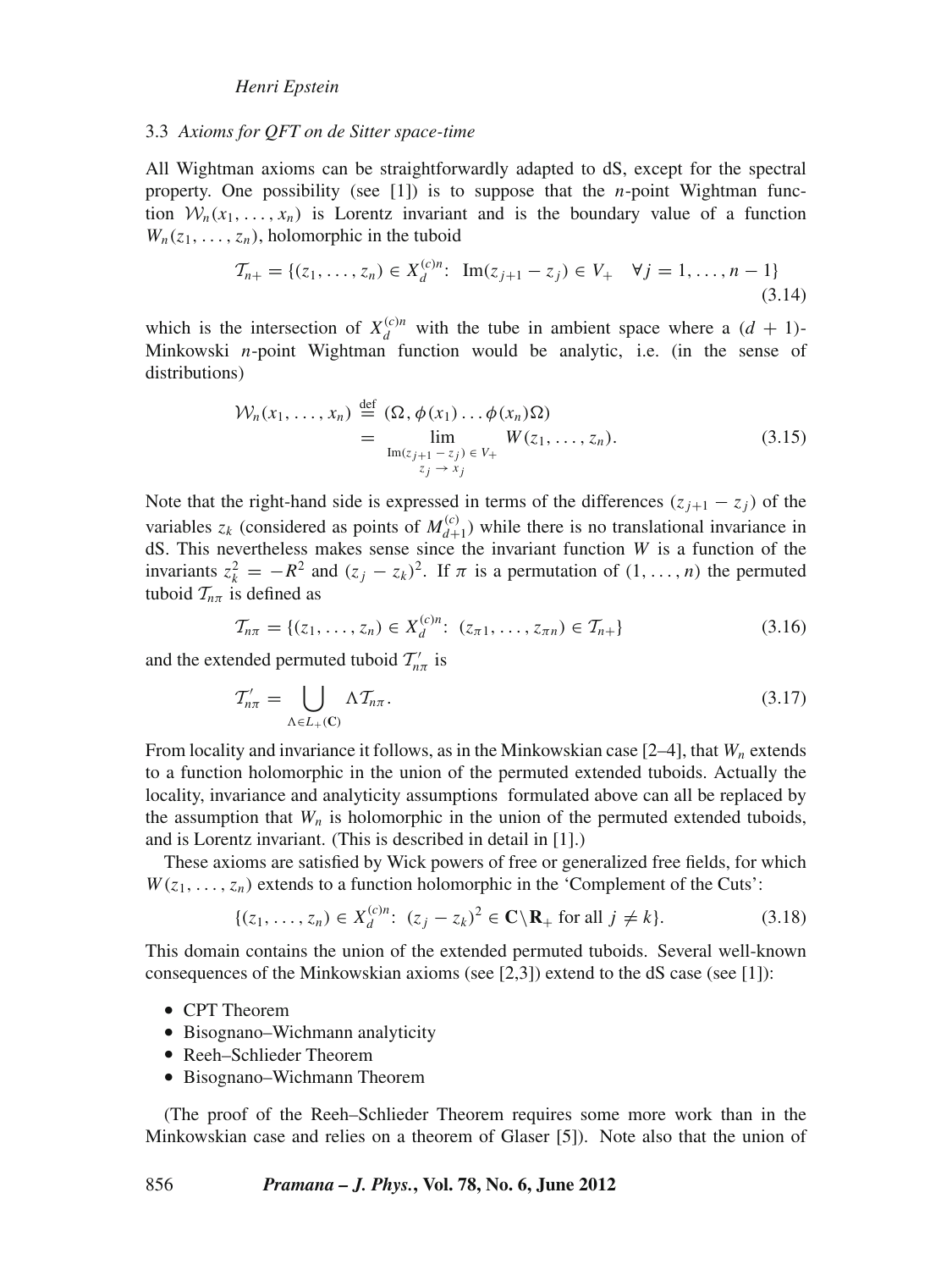### 3.3 *Axioms for QFT on de Sitter space-time*

All Wightman axioms can be straightforwardly adapted to dS, except for the spectral property. One possibility (see [1]) is to suppose that the $n$-point Wightman function $\mathcal{W}_n(x_1, \ldots, x_n)$ is Lorentz invariant and is the boundary value of a function $W_n(z_1, \ldots, z_n)$, holomorphic in the tuboid

$$\mathcal{T}_{n+} = \{(z_1, \ldots, z_n) \in X_d^{(c)n} : \ \mathrm{Im}(z_{j+1} - z_j) \in V_+ \quad \forall j = 1, \ldots, n-1\} \tag{3.14}$$

which is the intersection of $X_d^{(c)n}$ with the tube in ambient space where a $(d+1)$-Minkowski $n$-point Wightman function would be analytic, i.e. (in the sense of distributions)

$$\begin{aligned}\mathcal{W}_n(x_1, \ldots, x_n) &\stackrel{\text{def}}{=} (\Omega, \phi(x_1) \ldots \phi(x_n)\Omega) \\ &= \lim_{\substack{\mathrm{Im}(z_{j+1} - z_j) \in V_+ \\ z_j \to x_j}} W(z_1, \ldots, z_n).\end{aligned} \tag{3.15}$$

Note that the right-hand side is expressed in terms of the differences $(z_{j+1} - z_j)$ of the variables $z_k$ (considered as points of $M_{d+1}^{(c)}$) while there is no translational invariance in dS. This nevertheless makes sense since the invariant function $W$ is a function of the invariants $z_k^2 = -R^2$ and $(z_j - z_k)^2$. If $\pi$ is a permutation of $(1, \ldots, n)$ the permuted tuboid $\mathcal{T}_{n\pi}$ is defined as

$$\mathcal{T}_{n\pi} = \{(z_1, \ldots, z_n) \in X_d^{(c)n} : \ (z_{\pi 1}, \ldots, z_{\pi n}) \in \mathcal{T}_{n+}\} \tag{3.16}$$

and the extended permuted tuboid $\mathcal{T}'_{n\pi}$ is

$$\mathcal{T}'_{n\pi} = \bigcup_{\Lambda \in L_+(\mathbf{C})} \Lambda \mathcal{T}_{n\pi}. \tag{3.17}$$

From locality and invariance it follows, as in the Minkowskian case [2–4], that $W_n$ extends to a function holomorphic in the union of the permuted extended tuboids. Actually the locality, invariance and analyticity assumptions formulated above can all be replaced by the assumption that $W_n$ is holomorphic in the union of the permuted extended tuboids, and is Lorentz invariant. (This is described in detail in [1].)

These axioms are satisfied by Wick powers of free or generalized free fields, for which $W(z_1, \ldots, z_n)$ extends to a function holomorphic in the 'Complement of the Cuts':

$$\{(z_1, \ldots, z_n) \in X_d^{(c)n} : \ (z_j - z_k)^2 \in \mathbf{C} \backslash \mathbf{R}_+ \text{ for all } j \neq k\}. \tag{3.18}$$

This domain contains the union of the extended permuted tuboids. Several well-known consequences of the Minkowskian axioms (see [2,3]) extend to the dS case (see [1]):

- CPT Theorem
- Bisognano–Wichmann analyticity
- Reeh–Schlieder Theorem
- Bisognano–Wichmann Theorem

(The proof of the Reeh–Schlieder Theorem requires some more work than in the Minkowskian case and relies on a theorem of Glaser [5]). Note also that the union of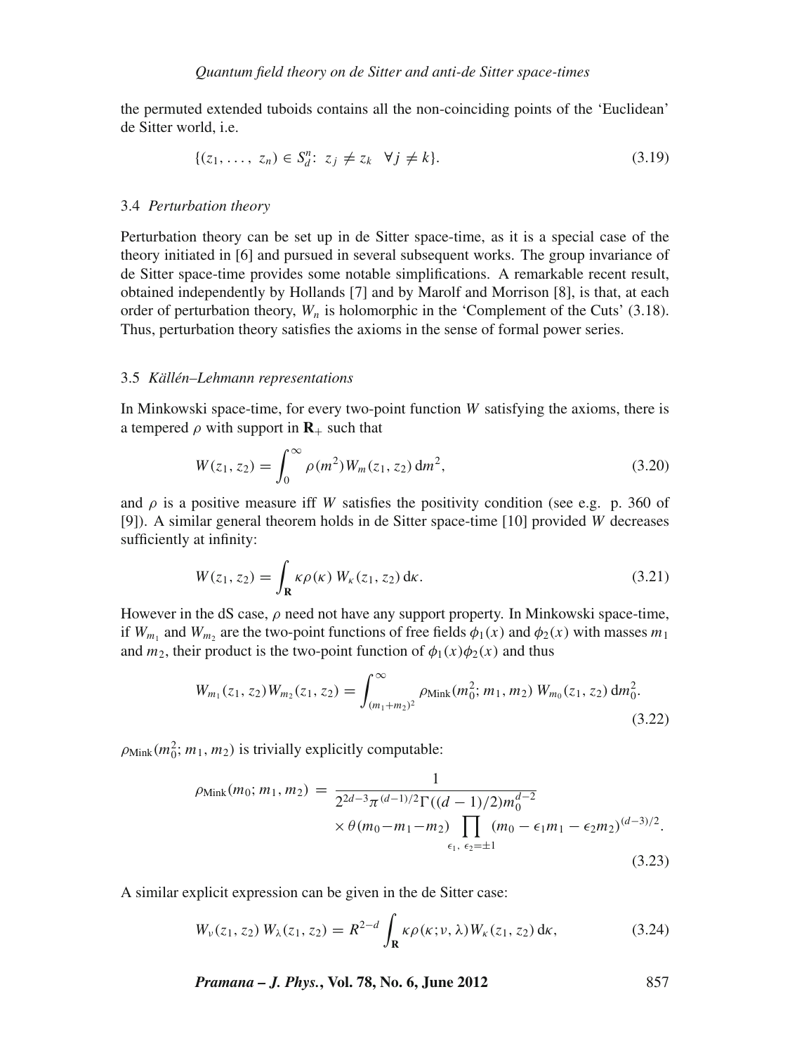the permuted extended tuboids contains all the non-coinciding points of the 'Euclidean' de Sitter world, i.e.

$$\{(z_1, \ldots, z_n) \in S_d^n\colon \ z_j \neq z_k \quad \forall j \neq k\}. \tag{3.19}$$

### 3.4 *Perturbation theory*

Perturbation theory can be set up in de Sitter space-time, as it is a special case of the theory initiated in [6] and pursued in several subsequent works. The group invariance of de Sitter space-time provides some notable simplifications. A remarkable recent result, obtained independently by Hollands [7] and by Marolf and Morrison [8], is that, at each order of perturbation theory, $W_n$ is holomorphic in the 'Complement of the Cuts' (3.18). Thus, perturbation theory satisfies the axioms in the sense of formal power series.

### 3.5 *Källén–Lehmann representations*

In Minkowski space-time, for every two-point function $W$ satisfying the axioms, there is a tempered $\rho$ with support in $\mathbf{R}_+$ such that

$$W(z_1, z_2) = \int_0^\infty \rho(m^2) W_m(z_1, z_2)\, \mathrm{d}m^2, \tag{3.20}$$

and $\rho$ is a positive measure iff $W$ satisfies the positivity condition (see e.g. p. 360 of [9]). A similar general theorem holds in de Sitter space-time [10] provided $W$ decreases sufficiently at infinity:

$$W(z_1, z_2) = \int_{\mathbf{R}} \kappa\rho(\kappa)\, W_\kappa(z_1, z_2)\, \mathrm{d}\kappa. \tag{3.21}$$

However in the dS case, $\rho$ need not have any support property. In Minkowski space-time, if $W_{m_1}$ and $W_{m_2}$ are the two-point functions of free fields $\phi_1(x)$ and $\phi_2(x)$ with masses $m_1$ and $m_2$, their product is the two-point function of $\phi_1(x)\phi_2(x)$ and thus

$$W_{m_1}(z_1, z_2) W_{m_2}(z_1, z_2) = \int_{(m_1+m_2)^2}^\infty \rho_{\mathrm{Mink}}(m_0^2; m_1, m_2)\, W_{m_0}(z_1, z_2)\, \mathrm{d}m_0^2. \tag{3.22}$$

$\rho_{\mathrm{Mink}}(m_0^2; m_1, m_2)$ is trivially explicitly computable:

$$\rho_{\mathrm{Mink}}(m_0; m_1, m_2) = \frac{1}{2^{2d-3}\pi^{(d-1)/2}\Gamma((d-1)/2) m_0^{d-2}} \times \theta(m_0 - m_1 - m_2) \prod_{\epsilon_1,\ \epsilon_2 = \pm 1} (m_0 - \epsilon_1 m_1 - \epsilon_2 m_2)^{(d-3)/2}. \tag{3.23}$$

A similar explicit expression can be given in the de Sitter case:

$$W_\nu(z_1, z_2)\, W_\lambda(z_1, z_2) = R^{2-d} \int_{\mathbf{R}} \kappa\rho(\kappa; \nu, \lambda) W_\kappa(z_1, z_2)\, \mathrm{d}\kappa, \tag{3.24}$$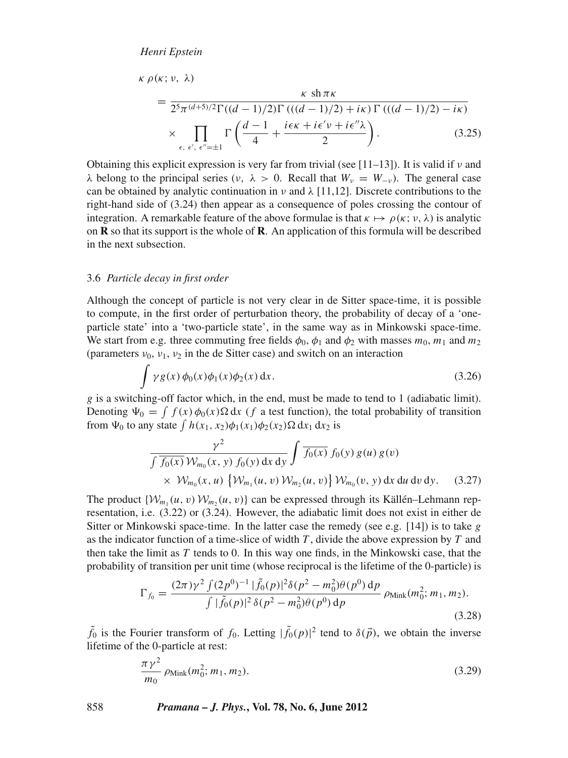$$
\begin{aligned}
\kappa\, \rho(\kappa;\, \nu,\, \lambda) &= \frac{\kappa\ \mathrm{sh}\, \pi\kappa}{2^5 \pi^{(d+5)/2} \Gamma((d-1)/2) \Gamma\left(((d-1)/2)+i\kappa\right) \Gamma\left(((d-1)/2)-i\kappa\right)} \\
&\quad \times \prod_{\epsilon,\, \epsilon',\, \epsilon''=\pm 1} \Gamma\left(\frac{d-1}{4} + \frac{i\epsilon\kappa + i\epsilon'\nu + i\epsilon''\lambda}{2}\right).
\end{aligned}
\tag{3.25}
$$

Obtaining this explicit expression is very far from trivial (see [11–13]). It is valid if $\nu$ and $\lambda$ belong to the principal series ($\nu,\ \lambda > 0$. Recall that $W_\nu = W_{-\nu}$). The general case can be obtained by analytic continuation in $\nu$ and $\lambda$ [11,12]. Discrete contributions to the right-hand side of (3.24) then appear as a consequence of poles crossing the contour of integration. A remarkable feature of the above formulae is that $\kappa \mapsto \rho(\kappa; \nu, \lambda)$ is analytic on $\mathbf{R}$ so that its support is the whole of $\mathbf{R}$. An application of this formula will be described in the next subsection.

### 3.6 *Particle decay in first order*

Although the concept of particle is not very clear in de Sitter space-time, it is possible to compute, in the first order of perturbation theory, the probability of decay of a 'one-particle state' into a 'two-particle state', in the same way as in Minkowski space-time. We start from e.g. three commuting free fields $\phi_0$, $\phi_1$ and $\phi_2$ with masses $m_0$, $m_1$ and $m_2$ (parameters $\nu_0$, $\nu_1$, $\nu_2$ in the de Sitter case) and switch on an interaction

$$
\int \gamma g(x)\, \phi_0(x)\phi_1(x)\phi_2(x)\, \mathrm{d}x. \tag{3.26}
$$

$g$ is a switching-off factor which, in the end, must be made to tend to 1 (adiabatic limit). Denoting $\Psi_0 = \int f(x)\, \phi_0(x)\Omega\, \mathrm{d}x$ ($f$ a test function), the total probability of transition from $\Psi_0$ to any state $\int h(x_1, x_2)\phi_1(x_1)\phi_2(x_2)\Omega\, \mathrm{d}x_1\, \mathrm{d}x_2$ is

$$
\begin{aligned}
&\frac{\gamma^2}{\int \overline{f_0(x)}\, \mathcal{W}_{m_0}(x, y)\, f_0(y)\, \mathrm{d}x\, \mathrm{d}y} \int \overline{f_0(x)}\, f_0(y)\, g(u)\, g(v) \\
&\quad \times\ \mathcal{W}_{m_0}(x, u) \left\{\mathcal{W}_{m_1}(u, v)\, \mathcal{W}_{m_2}(u, v)\right\} \mathcal{W}_{m_0}(v, y)\, \mathrm{d}x\, \mathrm{d}u\, \mathrm{d}v\, \mathrm{d}y.
\end{aligned}
\tag{3.27}
$$

The product $\{\mathcal{W}_{m_1}(u, v)\, \mathcal{W}_{m_2}(u, v)\}$ can be expressed through its Källén–Lehmann representation, i.e. (3.22) or (3.24). However, the adiabatic limit does not exist in either de Sitter or Minkowski space-time. In the latter case the remedy (see e.g. [14]) is to take $g$ as the indicator function of a time-slice of width $T$, divide the above expression by $T$ and then take the limit as $T$ tends to 0. In this way one finds, in the Minkowski case, that the probability of transition per unit time (whose reciprocal is the lifetime of the 0-particle) is

$$
\Gamma_{f_0} = \frac{(2\pi)\gamma^2 \int (2p^0)^{-1}\, |\tilde{f}_0(p)|^2 \delta(p^2 - m_0^2)\theta(p^0)\, \mathrm{d}p}{\int |\tilde{f}_0(p)|^2\, \delta(p^2 - m_0^2)\theta(p^0)\, \mathrm{d}p}\, \rho_{\mathrm{Mink}}(m_0^2; m_1, m_2).
\tag{3.28}
$$

$\tilde{f}_0$ is the Fourier transform of $f_0$. Letting $|\tilde{f}_0(p)|^2$ tend to $\delta(\vec{p})$, we obtain the inverse lifetime of the 0-particle at rest:

$$
\frac{\pi\gamma^2}{m_0}\, \rho_{\mathrm{Mink}}(m_0^2; m_1, m_2). \tag{3.29}
$$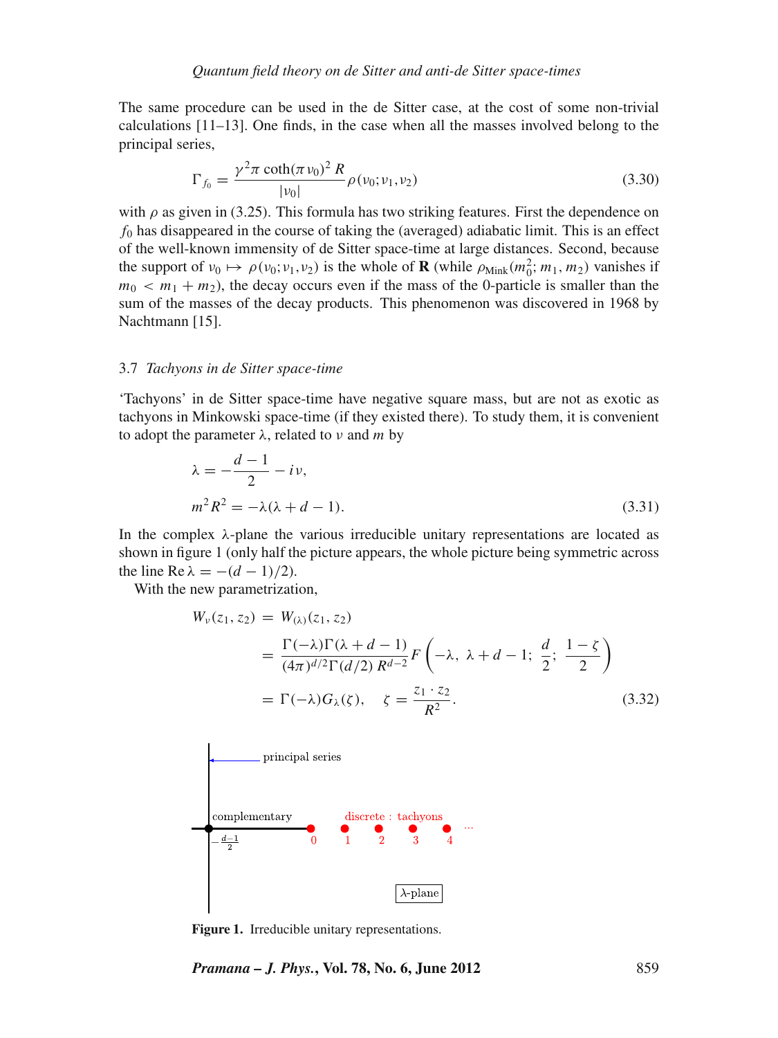The same procedure can be used in the de Sitter case, at the cost of some non-trivial calculations [11–13]. One finds, in the case when all the masses involved belong to the principal series,

$$\Gamma_{f_0} = \frac{\gamma^2 \pi \coth(\pi \nu_0)^2 R}{|\nu_0|} \rho(\nu_0; \nu_1, \nu_2) \tag{3.30}$$

with $\rho$ as given in (3.25). This formula has two striking features. First the dependence on $f_0$ has disappeared in the course of taking the (averaged) adiabatic limit. This is an effect of the well-known immensity of de Sitter space-time at large distances. Second, because the support of $\nu_0 \mapsto \rho(\nu_0; \nu_1, \nu_2)$ is the whole of $\mathbf{R}$ (while $\rho_{\rm Mink}(m_0^2; m_1, m_2)$ vanishes if $m_0 < m_1 + m_2$), the decay occurs even if the mass of the 0-particle is smaller than the sum of the masses of the decay products. This phenomenon was discovered in 1968 by Nachtmann [15].

### 3.7 *Tachyons in de Sitter space-time*

'Tachyons' in de Sitter space-time have negative square mass, but are not as exotic as tachyons in Minkowski space-time (if they existed there). To study them, it is convenient to adopt the parameter $\lambda$, related to $\nu$ and $m$ by

$$\lambda = -\frac{d-1}{2} - i\nu,$$
$$m^2 R^2 = -\lambda(\lambda + d - 1). \tag{3.31}$$

In the complex $\lambda$-plane the various irreducible unitary representations are located as shown in figure 1 (only half the picture appears, the whole picture being symmetric across the line $\operatorname{Re} \lambda = -(d-1)/2$).

With the new parametrization,

$$\begin{aligned} W_\nu(z_1, z_2) &= W_{(\lambda)}(z_1, z_2) \\ &= \frac{\Gamma(-\lambda)\Gamma(\lambda + d - 1)}{(4\pi)^{d/2}\Gamma(d/2)\, R^{d-2}} F\left(-\lambda,\ \lambda + d - 1;\ \frac{d}{2};\ \frac{1-\zeta}{2}\right) \\ &= \Gamma(-\lambda) G_\lambda(\zeta), \quad \zeta = \frac{z_1 \cdot z_2}{R^2}. \end{aligned} \tag{3.32}$$

principal series

complementary

discrete : tachyons

$-\frac{d-1}{2}$ &nbsp; 0 &nbsp; 1 &nbsp; 2 &nbsp; 3 &nbsp; 4 &nbsp; ...

$\lambda$-plane

**Figure 1.** Irreducible unitary representations.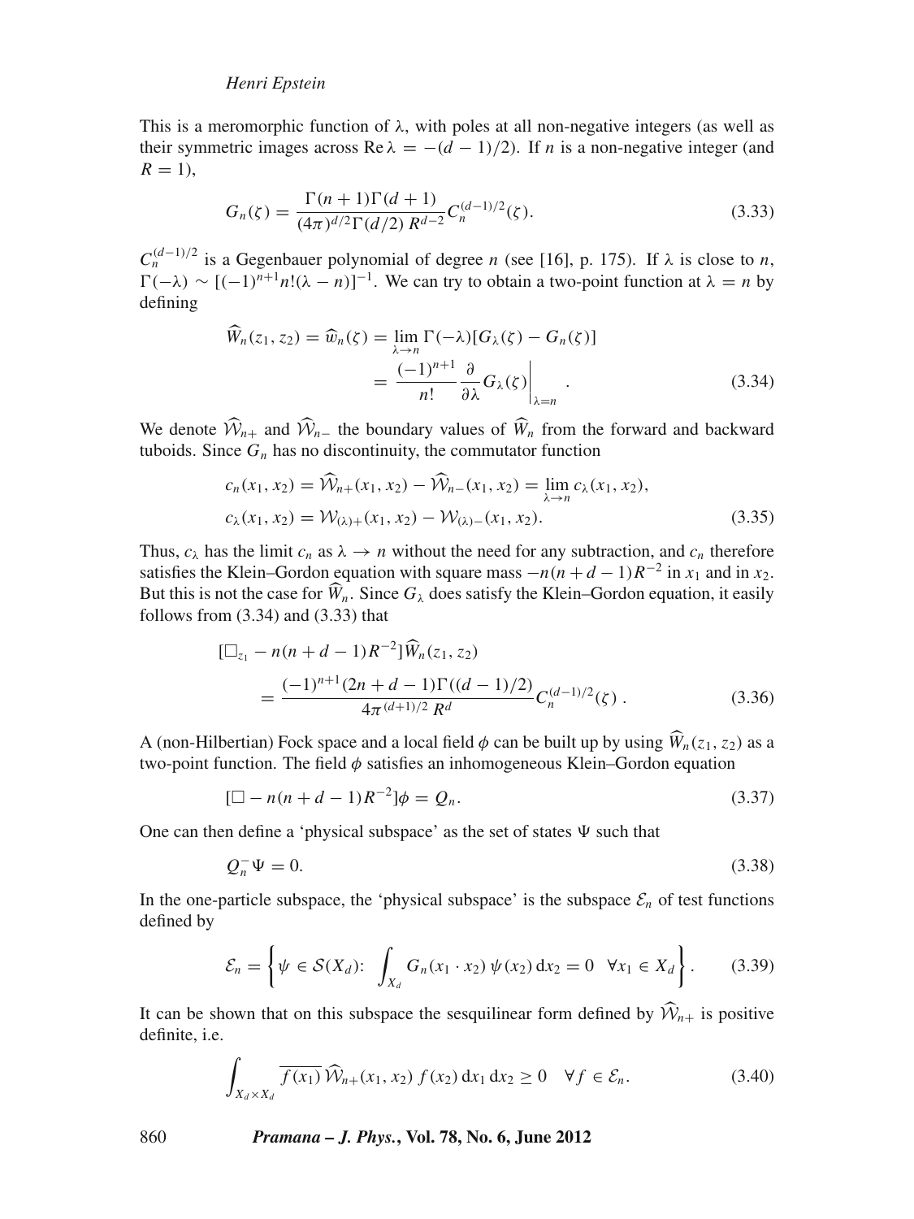This is a meromorphic function of $\lambda$, with poles at all non-negative integers (as well as their symmetric images across $\text{Re}\,\lambda = -(d-1)/2$). If $n$ is a non-negative integer (and $R = 1$),

$$G_n(\zeta) = \frac{\Gamma(n+1)\Gamma(d+1)}{(4\pi)^{d/2}\Gamma(d/2)\, R^{d-2}} C_n^{(d-1)/2}(\zeta). \tag{3.33}$$

$C_n^{(d-1)/2}$ is a Gegenbauer polynomial of degree $n$ (see [16], p. 175). If $\lambda$ is close to $n$, $\Gamma(-\lambda) \sim [(-1)^{n+1} n!(\lambda - n)]^{-1}$. We can try to obtain a two-point function at $\lambda = n$ by defining

$$\begin{aligned}\widehat{W}_n(z_1, z_2) = \widehat{w}_n(\zeta) &= \lim_{\lambda \to n} \Gamma(-\lambda)[G_\lambda(\zeta) - G_n(\zeta)] \\ &= \frac{(-1)^{n+1}}{n!} \frac{\partial}{\partial \lambda} G_\lambda(\zeta)\bigg|_{\lambda = n}.\end{aligned} \tag{3.34}$$

We denote $\widehat{\mathcal{W}}_{n+}$ and $\widehat{\mathcal{W}}_{n-}$ the boundary values of $\widehat{W}_n$ from the forward and backward tuboids. Since $G_n$ has no discontinuity, the commutator function

$$\begin{aligned}c_n(x_1, x_2) &= \widehat{\mathcal{W}}_{n+}(x_1, x_2) - \widehat{\mathcal{W}}_{n-}(x_1, x_2) = \lim_{\lambda \to n} c_\lambda(x_1, x_2), \\ c_\lambda(x_1, x_2) &= \mathcal{W}_{(\lambda)+}(x_1, x_2) - \mathcal{W}_{(\lambda)-}(x_1, x_2).\end{aligned} \tag{3.35}$$

Thus, $c_\lambda$ has the limit $c_n$ as $\lambda \to n$ without the need for any subtraction, and $c_n$ therefore satisfies the Klein–Gordon equation with square mass $-n(n+d-1)R^{-2}$ in $x_1$ and in $x_2$. But this is not the case for $\widehat{W}_n$. Since $G_\lambda$ does satisfy the Klein–Gordon equation, it easily follows from (3.34) and (3.33) that

$$\begin{aligned}&[\Box_{z_1} - n(n+d-1)R^{-2}]\widehat{W}_n(z_1, z_2) \\ &\quad = \frac{(-1)^{n+1}(2n+d-1)\Gamma((d-1)/2)}{4\pi^{(d+1)/2}\, R^d} C_n^{(d-1)/2}(\zeta)\,.\end{aligned} \tag{3.36}$$

A (non-Hilbertian) Fock space and a local field $\phi$ can be built up by using $\widehat{W}_n(z_1, z_2)$ as a two-point function. The field $\phi$ satisfies an inhomogeneous Klein–Gordon equation

$$[\Box - n(n+d-1)R^{-2}]\phi = Q_n. \tag{3.37}$$

One can then define a 'physical subspace' as the set of states $\Psi$ such that

$$Q_n^- \Psi = 0. \tag{3.38}$$

In the one-particle subspace, the 'physical subspace' is the subspace $\mathcal{E}_n$ of test functions defined by

$$\mathcal{E}_n = \left\{\psi \in \mathcal{S}(X_d) \colon \int_{X_d} G_n(x_1 \cdot x_2)\, \psi(x_2)\, \mathrm{d}x_2 = 0 \quad \forall x_1 \in X_d\right\}. \tag{3.39}$$

It can be shown that on this subspace the sesquilinear form defined by $\widehat{\mathcal{W}}_{n+}$ is positive definite, i.e.

$$\int_{X_d \times X_d} \overline{f(x_1)}\, \widehat{\mathcal{W}}_{n+}(x_1, x_2)\, f(x_2)\, \mathrm{d}x_1\, \mathrm{d}x_2 \geq 0 \quad \forall f \in \mathcal{E}_n. \tag{3.40}$$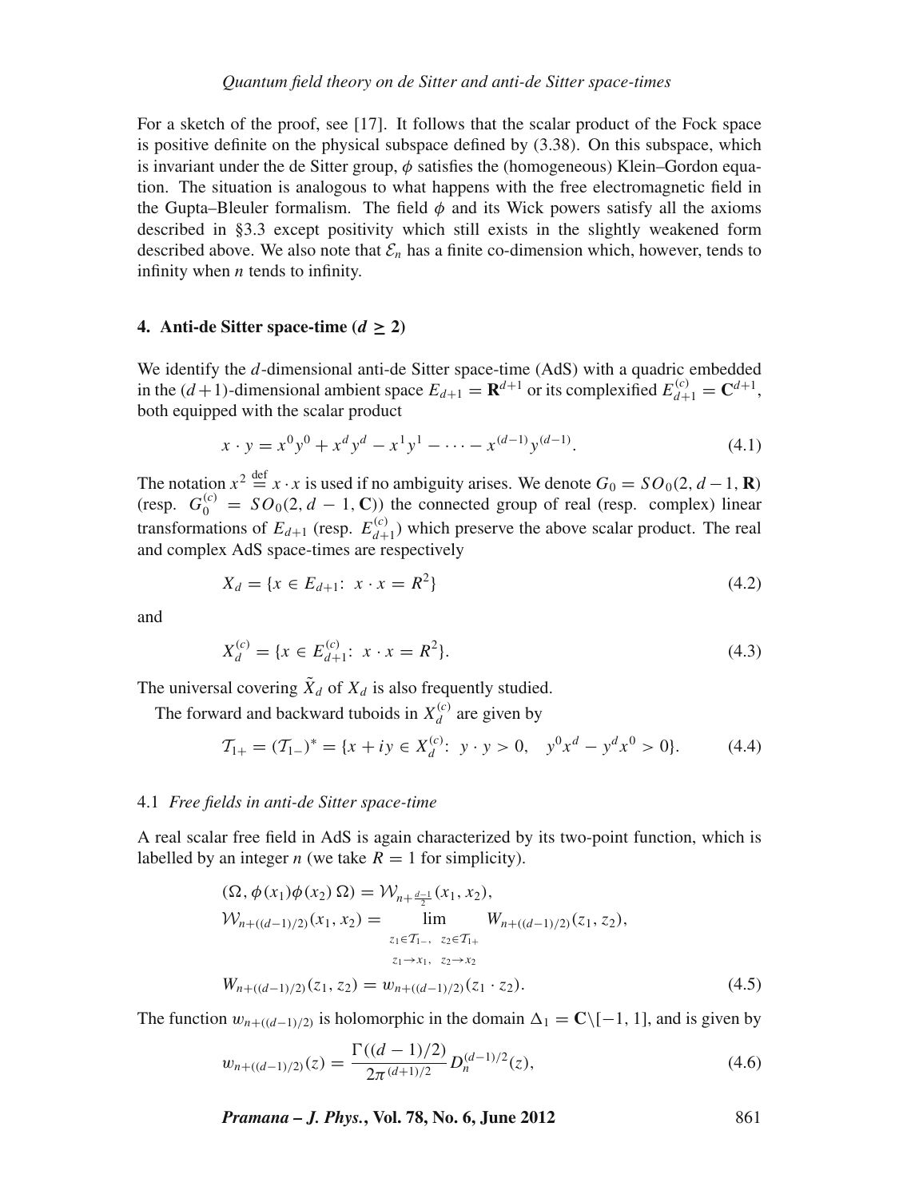For a sketch of the proof, see [17]. It follows that the scalar product of the Fock space is positive definite on the physical subspace defined by (3.38). On this subspace, which is invariant under the de Sitter group, $\phi$ satisfies the (homogeneous) Klein–Gordon equation. The situation is analogous to what happens with the free electromagnetic field in the Gupta–Bleuler formalism. The field $\phi$ and its Wick powers satisfy all the axioms described in §3.3 except positivity which still exists in the slightly weakened form described above. We also note that $\mathcal{E}_n$ has a finite co-dimension which, however, tends to infinity when $n$ tends to infinity.

## 4. Anti-de Sitter space-time ($d \geq 2$)

We identify the $d$-dimensional anti-de Sitter space-time (AdS) with a quadric embedded in the $(d+1)$-dimensional ambient space $E_{d+1} = \mathbf{R}^{d+1}$ or its complexified $E_{d+1}^{(c)} = \mathbf{C}^{d+1}$, both equipped with the scalar product

$$x \cdot y = x^0 y^0 + x^d y^d - x^1 y^1 - \cdots - x^{(d-1)} y^{(d-1)}. \tag{4.1}$$

The notation $x^2 \overset{\text{def}}{=} x \cdot x$ is used if no ambiguity arises. We denote $G_0 = SO_0(2, d-1, \mathbf{R})$ (resp. $G_0^{(c)} = SO_0(2, d-1, \mathbf{C})$) the connected group of real (resp. complex) linear transformations of $E_{d+1}$ (resp. $E_{d+1}^{(c)}$) which preserve the above scalar product. The real and complex AdS space-times are respectively

$$X_d = \{x \in E_{d+1}:\ x \cdot x = R^2\} \tag{4.2}$$

and

$$X_d^{(c)} = \{x \in E_{d+1}^{(c)}:\ x \cdot x = R^2\}. \tag{4.3}$$

The universal covering $\tilde{X}_d$ of $X_d$ is also frequently studied.

The forward and backward tuboids in $X_d^{(c)}$ are given by

$$\mathcal{T}_{1+} = (\mathcal{T}_{1-})^* = \{x + iy \in X_d^{(c)}:\ y \cdot y > 0, \quad y^0 x^d - y^d x^0 > 0\}. \tag{4.4}$$

### 4.1 *Free fields in anti-de Sitter space-time*

A real scalar free field in AdS is again characterized by its two-point function, which is labelled by an integer $n$ (we take $R = 1$ for simplicity).

$$\begin{aligned}
&(\Omega, \phi(x_1)\phi(x_2)\,\Omega) = \mathcal{W}_{n+\frac{d-1}{2}}(x_1, x_2),\\
&\mathcal{W}_{n+((d-1)/2)}(x_1, x_2) = \lim_{\substack{z_1 \in \mathcal{T}_{1-},\ z_2 \in \mathcal{T}_{1+} \\ z_1 \to x_1,\ z_2 \to x_2}} W_{n+((d-1)/2)}(z_1, z_2),\\
&W_{n+((d-1)/2)}(z_1, z_2) = w_{n+((d-1)/2)}(z_1 \cdot z_2).
\end{aligned} \tag{4.5}$$

The function $w_{n+((d-1)/2)}$ is holomorphic in the domain $\Delta_1 = \mathbf{C}\backslash[-1, 1]$, and is given by

$$w_{n+((d-1)/2)}(z) = \frac{\Gamma((d-1)/2)}{2\pi^{(d+1)/2}} D_n^{(d-1)/2}(z), \tag{4.6}$$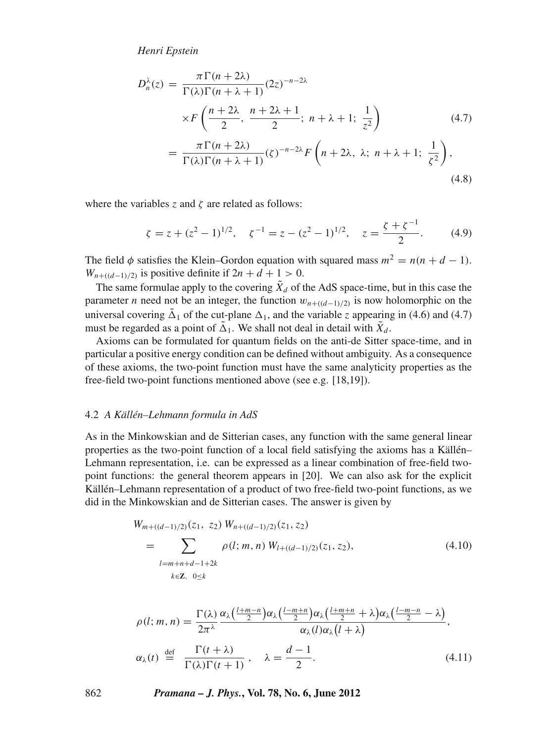$$D_n^{\lambda}(z) = \frac{\pi\,\Gamma(n+2\lambda)}{\Gamma(\lambda)\Gamma(n+\lambda+1)}(2z)^{-n-2\lambda} \times F\left(\frac{n+2\lambda}{2},\ \frac{n+2\lambda+1}{2};\ n+\lambda+1;\ \frac{1}{z^2}\right) \tag{4.7}$$

$$= \frac{\pi\,\Gamma(n+2\lambda)}{\Gamma(\lambda)\Gamma(n+\lambda+1)}(\zeta)^{-n-2\lambda} F\left(n+2\lambda,\ \lambda;\ n+\lambda+1;\ \frac{1}{\zeta^2}\right), \tag{4.8}$$

where the variables $z$ and $\zeta$ are related as follows:

$$\zeta = z + (z^2-1)^{1/2}, \quad \zeta^{-1} = z - (z^2-1)^{1/2}, \quad z = \frac{\zeta + \zeta^{-1}}{2}. \tag{4.9}$$

The field $\phi$ satisfies the Klein–Gordon equation with squared mass $m^2 = n(n+d-1)$. $W_{n+((d-1)/2)}$ is positive definite if $2n+d+1 > 0$.

The same formulae apply to the covering $\tilde{X}_d$ of the AdS space-time, but in this case the parameter $n$ need not be an integer, the function $w_{n+((d-1)/2)}$ is now holomorphic on the universal covering $\tilde{\Delta}_1$ of the cut-plane $\Delta_1$, and the variable $z$ appearing in (4.6) and (4.7) must be regarded as a point of $\tilde{\Delta}_1$. We shall not deal in detail with $\tilde{X}_d$.

Axioms can be formulated for quantum fields on the anti-de Sitter space-time, and in particular a positive energy condition can be defined without ambiguity. As a consequence of these axioms, the two-point function must have the same analyticity properties as the free-field two-point functions mentioned above (see e.g. [18,19]).

### 4.2 *A Källén–Lehmann formula in AdS*

As in the Minkowskian and de Sitterian cases, any function with the same general linear properties as the two-point function of a local field satisfying the axioms has a Källén–Lehmann representation, i.e. can be expressed as a linear combination of free-field two-point functions: the general theorem appears in [20]. We can also ask for the explicit Källén–Lehmann representation of a product of two free-field two-point functions, as we did in the Minkowskian and de Sitterian cases. The answer is given by

$$W_{m+((d-1)/2)}(z_1,\ z_2)\, W_{n+((d-1)/2)}(z_1, z_2) = \sum_{\substack{l=m+n+d-1+2k \\ k\in\mathbf{Z},\ 0\le k}} \rho(l;m,n)\, W_{l+((d-1)/2)}(z_1,z_2), \tag{4.10}$$

$$\rho(l;m,n) = \frac{\Gamma(\lambda)}{2\pi^{\lambda}} \frac{\alpha_\lambda\left(\frac{l+m-n}{2}\right)\alpha_\lambda\left(\frac{l-m+n}{2}\right)\alpha_\lambda\left(\frac{l+m+n}{2}+\lambda\right)\alpha_\lambda\left(\frac{l-m-n}{2}-\lambda\right)}{\alpha_\lambda(l)\alpha_\lambda\left(l+\lambda\right)},$$

$$\alpha_\lambda(t) \stackrel{\text{def}}{=} \frac{\Gamma(t+\lambda)}{\Gamma(\lambda)\Gamma(t+1)}, \quad \lambda = \frac{d-1}{2}. \tag{4.11}$$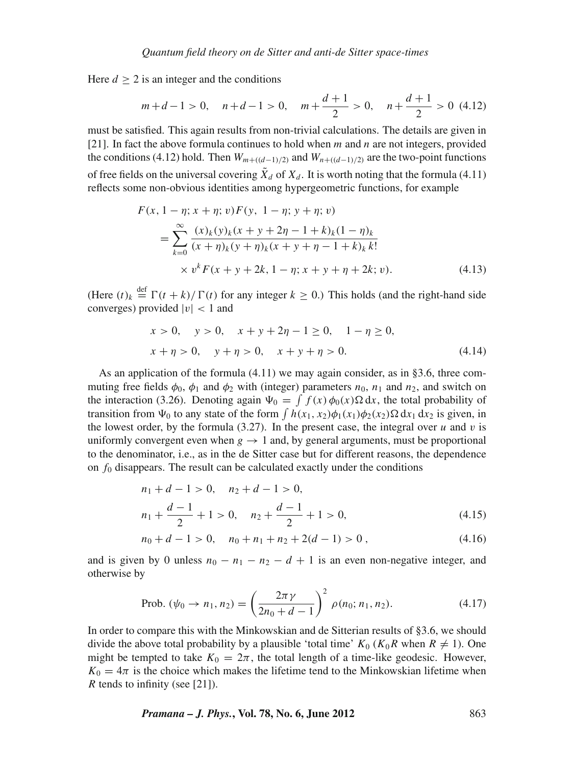Here $d \geq 2$ is an integer and the conditions

$$m+d-1>0, \quad n+d-1>0, \quad m+\frac{d+1}{2}>0, \quad n+\frac{d+1}{2}>0 \quad (4.12)$$

must be satisfied. This again results from non-trivial calculations. The details are given in [21]. In fact the above formula continues to hold when $m$ and $n$ are not integers, provided the conditions (4.12) hold. Then $W_{m+((d-1)/2)}$ and $W_{n+((d-1)/2)}$ are the two-point functions of free fields on the universal covering $\tilde{X}_d$ of $X_d$. It is worth noting that the formula (4.11) reflects some non-obvious identities among hypergeometric functions, for example

$$\begin{aligned} &F(x, 1-\eta; x+\eta; v) F(y, 1-\eta; y+\eta; v) \\ &\quad = \sum_{k=0}^{\infty} \frac{(x)_k (y)_k (x+y+2\eta-1+k)_k (1-\eta)_k}{(x+\eta)_k (y+\eta)_k (x+y+\eta-1+k)_k \, k!} \\ &\qquad \times v^k F(x+y+2k, 1-\eta; x+y+\eta+2k; v). \end{aligned} \quad (4.13)$$

(Here $(t)_k \stackrel{\text{def}}{=} \Gamma(t+k)/\Gamma(t)$ for any integer $k \geq 0$.) This holds (and the right-hand side converges) provided $|v| < 1$ and

$$\begin{aligned} &x>0, \quad y>0, \quad x+y+2\eta-1 \geq 0, \quad 1-\eta \geq 0, \\ &x+\eta>0, \quad y+\eta>0, \quad x+y+\eta>0. \end{aligned} \quad (4.14)$$

As an application of the formula (4.11) we may again consider, as in §3.6, three commuting free fields $\phi_0$, $\phi_1$ and $\phi_2$ with (integer) parameters $n_0$, $n_1$ and $n_2$, and switch on the interaction (3.26). Denoting again $\Psi_0 = \int f(x)\,\phi_0(x)\Omega\,\mathrm{d}x$, the total probability of transition from $\Psi_0$ to any state of the form $\int h(x_1, x_2)\phi_1(x_1)\phi_2(x_2)\Omega\,\mathrm{d}x_1\,\mathrm{d}x_2$ is given, in the lowest order, by the formula (3.27). In the present case, the integral over $u$ and $v$ is uniformly convergent even when $g \to 1$ and, by general arguments, must be proportional to the denominator, i.e., as in the de Sitter case but for different reasons, the dependence on $f_0$ disappears. The result can be calculated exactly under the conditions

$$\begin{aligned} &n_1+d-1>0, \quad n_2+d-1>0, \\ &n_1+\frac{d-1}{2}+1>0, \quad n_2+\frac{d-1}{2}+1>0, \end{aligned} \quad (4.15)$$

$$n_0+d-1>0, \quad n_0+n_1+n_2+2(d-1)>0\,, \quad (4.16)$$

and is given by 0 unless $n_0 - n_1 - n_2 - d + 1$ is an even non-negative integer, and otherwise by

$$\text{Prob.}\,(\psi_0 \to n_1, n_2) = \left(\frac{2\pi\gamma}{2n_0+d-1}\right)^2 \rho(n_0; n_1, n_2). \quad (4.17)$$

In order to compare this with the Minkowskian and de Sitterian results of §3.6, we should divide the above total probability by a plausible 'total time' $K_0$ ($K_0 R$ when $R \neq 1$). One might be tempted to take $K_0 = 2\pi$, the total length of a time-like geodesic. However, $K_0 = 4\pi$ is the choice which makes the lifetime tend to the Minkowskian lifetime when $R$ tends to infinity (see [21]).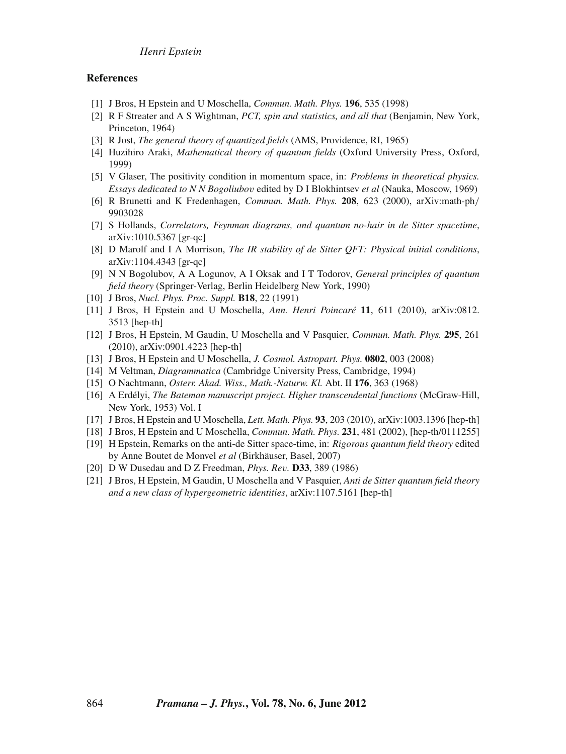## References

[1] J Bros, H Epstein and U Moschella, *Commun. Math. Phys.* **196**, 535 (1998)

[2] R F Streater and A S Wightman, *PCT, spin and statistics, and all that* (Benjamin, New York, Princeton, 1964)

[3] R Jost, *The general theory of quantized fields* (AMS, Providence, RI, 1965)

[4] Huzihiro Araki, *Mathematical theory of quantum fields* (Oxford University Press, Oxford, 1999)

[5] V Glaser, The positivity condition in momentum space, in: *Problems in theoretical physics. Essays dedicated to N N Bogoliubov* edited by D I Blokhintsev *et al* (Nauka, Moscow, 1969)

[6] R Brunetti and K Fredenhagen, *Commun. Math. Phys.* **208**, 623 (2000), arXiv:math-ph/9903028

[7] S Hollands, *Correlators, Feynman diagrams, and quantum no-hair in de Sitter spacetime*, arXiv:1010.5367 [gr-qc]

[8] D Marolf and I A Morrison, *The IR stability of de Sitter QFT: Physical initial conditions*, arXiv:1104.4343 [gr-qc]

[9] N N Bogolubov, A A Logunov, A I Oksak and I T Todorov, *General principles of quantum field theory* (Springer-Verlag, Berlin Heidelberg New York, 1990)

[10] J Bros, *Nucl. Phys. Proc. Suppl.* **B18**, 22 (1991)

[11] J Bros, H Epstein and U Moschella, *Ann. Henri Poincaré* **11**, 611 (2010), arXiv:0812.3513 [hep-th]

[12] J Bros, H Epstein, M Gaudin, U Moschella and V Pasquier, *Commun. Math. Phys.* **295**, 261 (2010), arXiv:0901.4223 [hep-th]

[13] J Bros, H Epstein and U Moschella, *J. Cosmol. Astropart. Phys.* **0802**, 003 (2008)

[14] M Veltman, *Diagrammatica* (Cambridge University Press, Cambridge, 1994)

[15] O Nachtmann, *Osterr. Akad. Wiss., Math.-Naturw. Kl.* Abt. II **176**, 363 (1968)

[16] A Erdélyi, *The Bateman manuscript project. Higher transcendental functions* (McGraw-Hill, New York, 1953) Vol. I

[17] J Bros, H Epstein and U Moschella, *Lett. Math. Phys.* **93**, 203 (2010), arXiv:1003.1396 [hep-th]

[18] J Bros, H Epstein and U Moschella, *Commun. Math. Phys.* **231**, 481 (2002), [hep-th/0111255]

[19] H Epstein, Remarks on the anti-de Sitter space-time, in: *Rigorous quantum field theory* edited by Anne Boutet de Monvel *et al* (Birkhäuser, Basel, 2007)

[20] D W Dusedau and D Z Freedman, *Phys. Rev.* **D33**, 389 (1986)

[21] J Bros, H Epstein, M Gaudin, U Moschella and V Pasquier, *Anti de Sitter quantum field theory and a new class of hypergeometric identities*, arXiv:1107.5161 [hep-th]